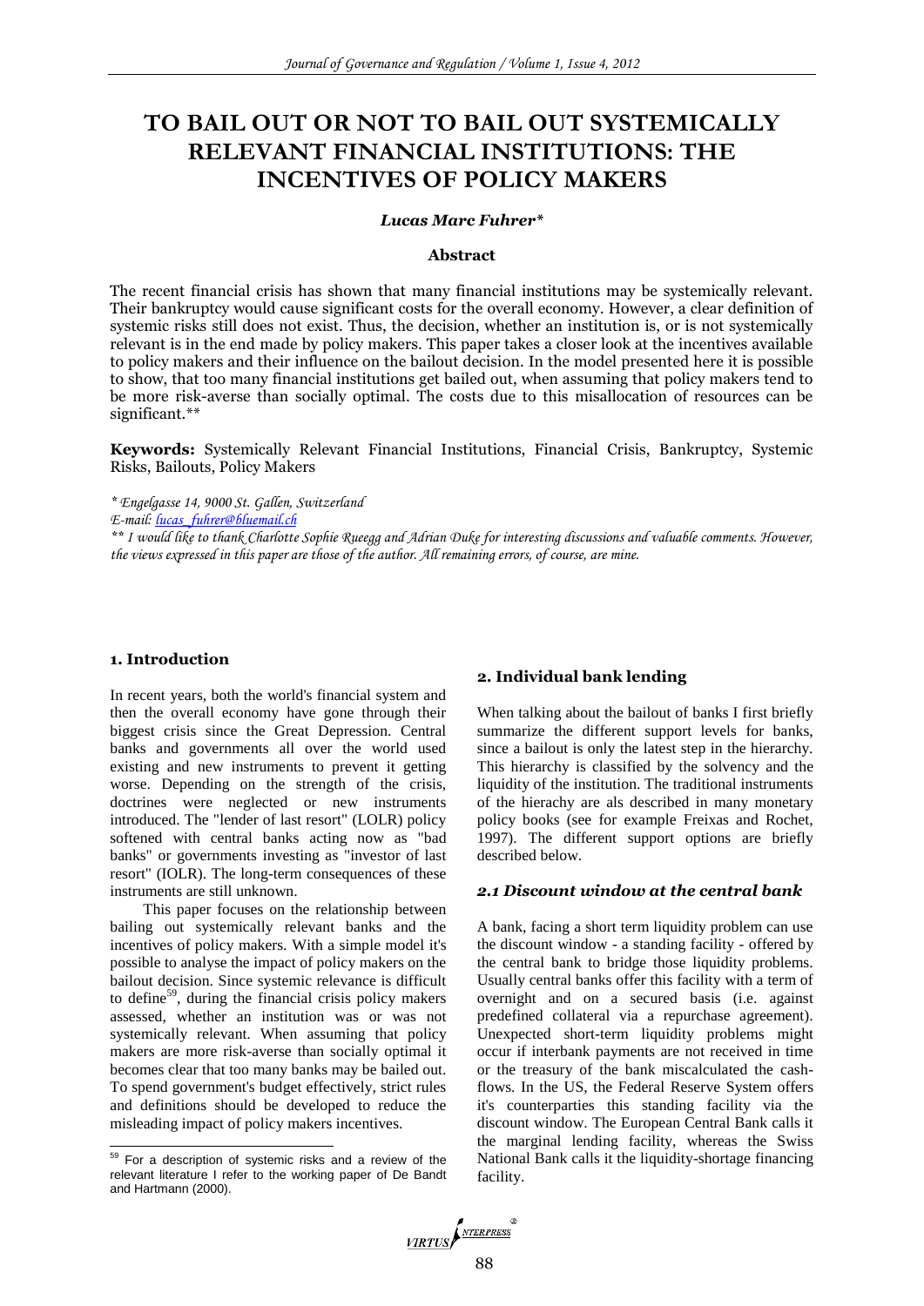# TO BAIL OUT OR NOT TO BAIL OUT SYSTEMICALLY RELEVANT FINANCIAL INSTITUTIONS: THE INCENTIVES OF POLICY MAKERS

***Lucas Marc Fuhrer****

**Abstract**

The recent financial crisis has shown that many financial institutions may be systemically relevant. Their bankruptcy would cause significant costs for the overall economy. However, a clear definition of systemic risks still does not exist. Thus, the decision, whether an institution is, or is not systemically relevant is in the end made by policy makers. This paper takes a closer look at the incentives available to policy makers and their influence on the bailout decision. In the model presented here it is possible to show, that too many financial institutions get bailed out, when assuming that policy makers tend to be more risk-averse than socially optimal. The costs due to this misallocation of resources can be significant.**

**Keywords:** Systemically Relevant Financial Institutions, Financial Crisis, Bankruptcy, Systemic Risks, Bailouts, Policy Makers

*\* Engelgasse 14, 9000 St. Gallen, Switzerland*

*E-mail: lucas_fuhrer@bluemail.ch*

*\*\* I would like to thank Charlotte Sophie Rueegg and Adrian Duke for interesting discussions and valuable comments. However, the views expressed in this paper are those of the author. All remaining errors, of course, are mine.*

## 1. Introduction

In recent years, both the world's financial system and then the overall economy have gone through their biggest crisis since the Great Depression. Central banks and governments all over the world used existing and new instruments to prevent it getting worse. Depending on the strength of the crisis, doctrines were neglected or new instruments introduced. The "lender of last resort" (LOLR) policy softened with central banks acting now as "bad banks" or governments investing as "investor of last resort" (IOLR). The long-term consequences of these instruments are still unknown.

This paper focuses on the relationship between bailing out systemically relevant banks and the incentives of policy makers. With a simple model it's possible to analyse the impact of policy makers on the bailout decision. Since systemic relevance is difficult to define[59], during the financial crisis policy makers assessed, whether an institution was or was not systemically relevant. When assuming that policy makers are more risk-averse than socially optimal it becomes clear that too many banks may be bailed out. To spend government's budget effectively, strict rules and definitions should be developed to reduce the misleading impact of policy makers incentives.

[59] For a description of systemic risks and a review of the relevant literature I refer to the working paper of De Bandt and Hartmann (2000).

## 2. Individual bank lending

When talking about the bailout of banks I first briefly summarize the different support levels for banks, since a bailout is only the latest step in the hierarchy. This hierarchy is classified by the solvency and the liquidity of the institution. The traditional instruments of the hierachy are als described in many monetary policy books (see for example Freixas and Rochet, 1997). The different support options are briefly described below.

### *2.1 Discount window at the central bank*

A bank, facing a short term liquidity problem can use the discount window - a standing facility - offered by the central bank to bridge those liquidity problems. Usually central banks offer this facility with a term of overnight and on a secured basis (i.e. against predefined collateral via a repurchase agreement). Unexpected short-term liquidity problems might occur if interbank payments are not received in time or the treasury of the bank miscalculated the cash-flows. In the US, the Federal Reserve System offers it's counterparties this standing facility via the discount window. The European Central Bank calls it the marginal lending facility, whereas the Swiss National Bank calls it the liquidity-shortage financing facility.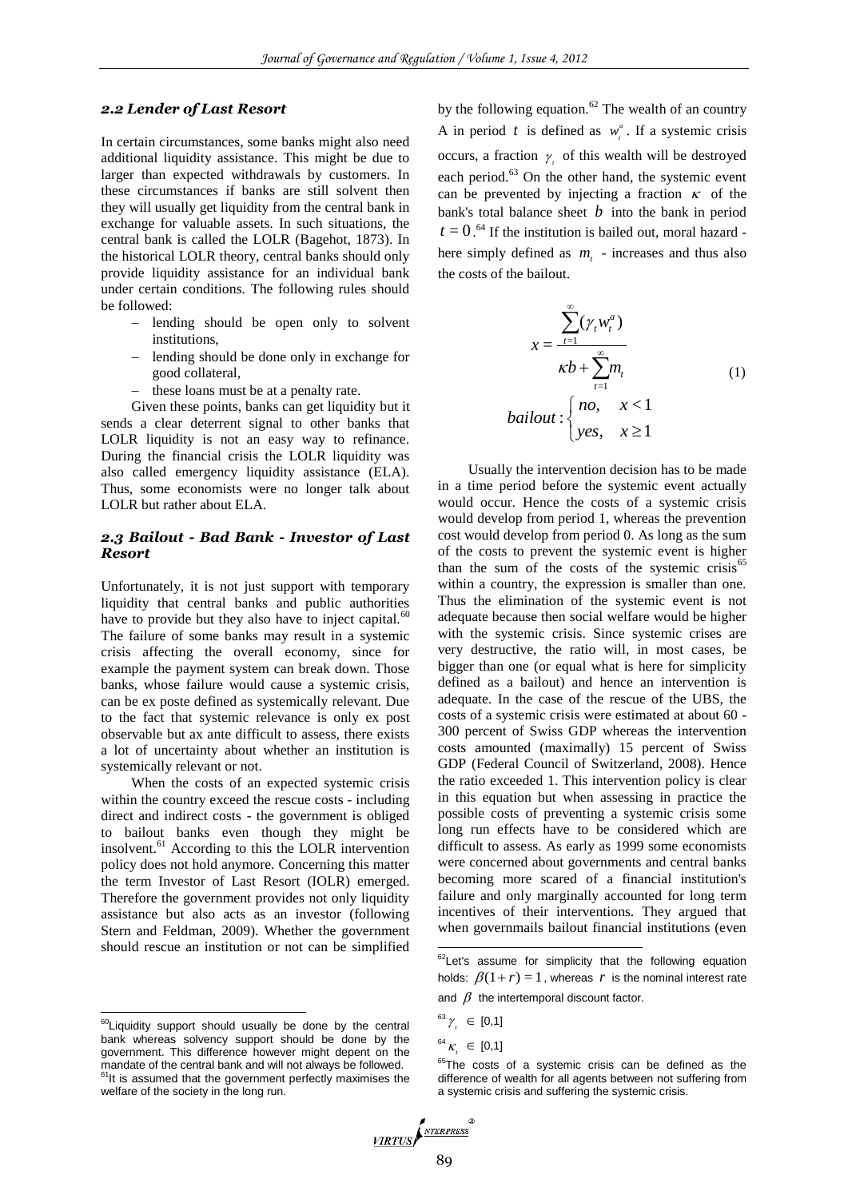### 2.2 Lender of Last Resort

In certain circumstances, some banks might also need additional liquidity assistance. This might be due to larger than expected withdrawals by customers. In these circumstances if banks are still solvent then they will usually get liquidity from the central bank in exchange for valuable assets. In such situations, the central bank is called the LOLR (Bagehot, 1873). In the historical LOLR theory, central banks should only provide liquidity assistance for an individual bank under certain conditions. The following rules should be followed:

- lending should be open only to solvent institutions,
- lending should be done only in exchange for good collateral,
- these loans must be at a penalty rate.

Given these points, banks can get liquidity but it sends a clear deterrent signal to other banks that LOLR liquidity is not an easy way to refinance. During the financial crisis the LOLR liquidity was also called emergency liquidity assistance (ELA). Thus, some economists were no longer talk about LOLR but rather about ELA.

### 2.3 Bailout - Bad Bank - Investor of Last Resort

Unfortunately, it is not just support with temporary liquidity that central banks and public authorities have to provide but they also have to inject capital.[60] The failure of some banks may result in a systemic crisis affecting the overall economy, since for example the payment system can break down. Those banks, whose failure would cause a systemic crisis, can be ex poste defined as systemically relevant. Due to the fact that systemic relevance is only ex post observable but ax ante difficult to assess, there exists a lot of uncertainty about whether an institution is systemically relevant or not.

When the costs of an expected systemic crisis within the country exceed the rescue costs - including direct and indirect costs - the government is obliged to bailout banks even though they might be insolvent.[61] According to this the LOLR intervention policy does not hold anymore. Concerning this matter the term Investor of Last Resort (IOLR) emerged. Therefore the government provides not only liquidity assistance but also acts as an investor (following Stern and Feldman, 2009). Whether the government should rescue an institution or not can be simplified by the following equation.[62] The wealth of an country A in period $t$ is defined as $w_t^a$. If a systemic crisis occurs, a fraction $\gamma_t$ of this wealth will be destroyed each period.[63] On the other hand, the systemic event can be prevented by injecting a fraction $\kappa$ of the bank's total balance sheet $b$ into the bank in period $t = 0$.[64] If the institution is bailed out, moral hazard - here simply defined as $m_t$ - increases and thus also the costs of the bailout.

$$x = \frac{\sum_{t=1}^{\infty}(\gamma_t w_t^a)}{\kappa b + \sum_{t=1}^{\infty} m_t} \tag{1}$$

$$bailout: \begin{cases} no, & x < 1 \\ yes, & x \geq 1 \end{cases}$$

Usually the intervention decision has to be made in a time period before the systemic event actually would occur. Hence the costs of a systemic crisis would develop from period 1, whereas the prevention cost would develop from period 0. As long as the sum of the costs to prevent the systemic event is higher than the sum of the costs of the systemic crisis[65] within a country, the expression is smaller than one. Thus the elimination of the systemic event is not adequate because then social welfare would be higher with the systemic crisis. Since systemic crises are very destructive, the ratio will, in most cases, be bigger than one (or equal what is here for simplicity defined as a bailout) and hence an intervention is adequate. In the case of the rescue of the UBS, the costs of a systemic crisis were estimated at about 60 - 300 percent of Swiss GDP whereas the intervention costs amounted (maximally) 15 percent of Swiss GDP (Federal Council of Switzerland, 2008). Hence the ratio exceeded 1. This intervention policy is clear in this equation but when assessing in practice the possible costs of preventing a systemic crisis some long run effects have to be considered which are difficult to assess. As early as 1999 some economists were concerned about governments and central banks becoming more scared of a financial institution's failure and only marginally accounted for long term incentives of their interventions. They argued that when governmails bailout financial institutions (even

---

[60] Liquidity support should usually be done by the central bank whereas solvency support should be done by the government. This difference however might depent on the mandate of the central bank and will not always be followed.

[61] It is assumed that the government perfectly maximises the welfare of the society in the long run.

[62] Let's assume for simplicity that the following equation holds: $\beta(1+r) = 1$, whereas $r$ is the nominal interest rate and $\beta$ the intertemporal discount factor.

[63] $\gamma_t \in [0,1]$

[64] $\kappa_t \in [0,1]$

[65] The costs of a systemic crisis can be defined as the difference of wealth for all agents between not suffering from a systemic crisis and suffering the systemic crisis.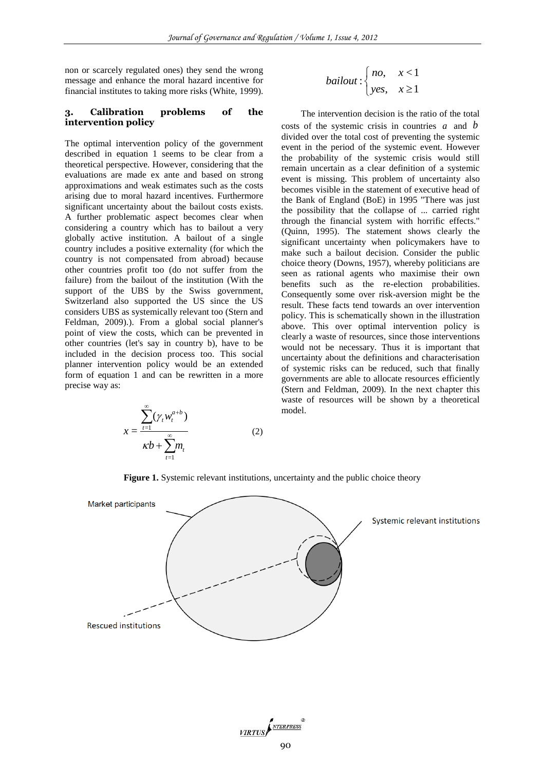non or scarcely regulated ones) they send the wrong message and enhance the moral hazard incentive for financial institutes to taking more risks (White, 1999).

## 3. Calibration problems of the intervention policy

The optimal intervention policy of the government described in equation 1 seems to be clear from a theoretical perspective. However, considering that the evaluations are made ex ante and based on strong approximations and weak estimates such as the costs arising due to moral hazard incentives. Furthermore significant uncertainty about the bailout costs exists. A further problematic aspect becomes clear when considering a country which has to bailout a very globally active institution. A bailout of a single country includes a positive externality (for which the country is not compensated from abroad) because other countries profit too (do not suffer from the failure) from the bailout of the institution (With the support of the UBS by the Swiss government, Switzerland also supported the US since the US considers UBS as systemically relevant too (Stern and Feldman, 2009).). From a global social planner's point of view the costs, which can be prevented in other countries (let's say in country b), have to be included in the decision process too. This social planner intervention policy would be an extended form of equation 1 and can be rewritten in a more precise way as:

$$x = \frac{\sum_{t=1}^{\infty} (\gamma_t w_t^{a+b})}{\kappa b + \sum_{t=1}^{\infty} m_t} \qquad (2)$$

$$bailout : \begin{cases} no, & x < 1 \\ yes, & x \geq 1 \end{cases}$$

The intervention decision is the ratio of the total costs of the systemic crisis in countries $a$ and $b$ divided over the total cost of preventing the systemic event in the period of the systemic event. However the probability of the systemic crisis would still remain uncertain as a clear definition of a systemic event is missing. This problem of uncertainty also becomes visible in the statement of executive head of the Bank of England (BoE) in 1995 "There was just the possibility that the collapse of ... carried right through the financial system with horrific effects." (Quinn, 1995). The statement shows clearly the significant uncertainty when policymakers have to make such a bailout decision. Consider the public choice theory (Downs, 1957), whereby politicians are seen as rational agents who maximise their own benefits such as the re-election probabilities. Consequently some over risk-aversion might be the result. These facts tend towards an over intervention policy. This is schematically shown in the illustration above. This over optimal intervention policy is clearly a waste of resources, since those interventions would not be necessary. Thus it is important that uncertainty about the definitions and characterisation of systemic risks can be reduced, such that finally governments are able to allocate resources efficiently (Stern and Feldman, 2009). In the next chapter this waste of resources will be shown by a theoretical model.

**Figure 1.** Systemic relevant institutions, uncertainty and the public choice theory

Market participants

Systemic relevant institutions

Rescued institutions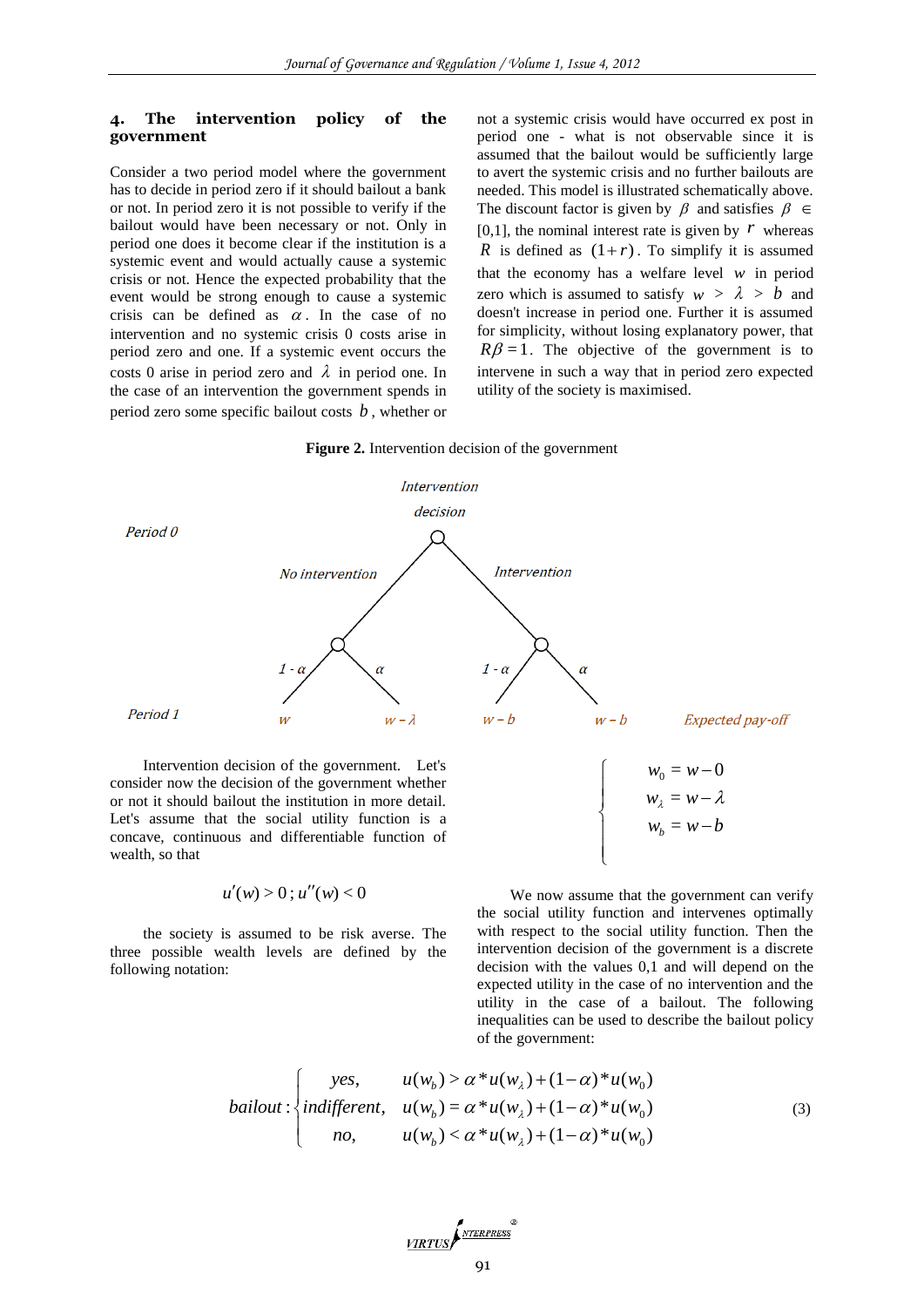## 4. The intervention policy of the government

Consider a two period model where the government has to decide in period zero if it should bailout a bank or not. In period zero it is not possible to verify if the bailout would have been necessary or not. Only in period one does it become clear if the institution is a systemic event and would actually cause a systemic crisis or not. Hence the expected probability that the event would be strong enough to cause a systemic crisis can be defined as $\alpha$. In the case of no intervention and no systemic crisis 0 costs arise in period zero and one. If a systemic event occurs the costs 0 arise in period zero and $\lambda$ in period one. In the case of an intervention the government spends in period zero some specific bailout costs $b$, whether or not a systemic crisis would have occurred ex post in period one - what is not observable since it is assumed that the bailout would be sufficiently large to avert the systemic crisis and no further bailouts are needed. This model is illustrated schematically above. The discount factor is given by $\beta$ and satisfies $\beta \in [0,1]$, the nominal interest rate is given by $r$ whereas $R$ is defined as $(1+r)$. To simplify it is assumed that the economy has a welfare level $w$ in period zero which is assumed to satisfy $w > \lambda > b$ and doesn't increase in period one. Further it is assumed for simplicity, without losing explanatory power, that $R\beta = 1$. The objective of the government is to intervene in such a way that in period zero expected utility of the society is maximised.

**Figure 2.** Intervention decision of the government

*Intervention decision*

*Period 0*

*No intervention* / *Intervention*

*1 - α* / *α* / *1 - α* / *α*

*Period 1*: $w$ | $w-\lambda$ | $w-b$ | $w-b$ — *Expected pay-off*

Intervention decision of the government. Let's consider now the decision of the government whether or not it should bailout the institution in more detail. Let's assume that the social utility function is a concave, continuous and differentiable function of wealth, so that

$$u'(w) > 0\,;\, u''(w) < 0$$

the society is assumed to be risk averse. The three possible wealth levels are defined by the following notation:

$$\begin{cases} w_0 = w - 0 \\ w_\lambda = w - \lambda \\ w_b = w - b \end{cases}$$

We now assume that the government can verify the social utility function and intervenes optimally with respect to the social utility function. Then the intervention decision of the government is a discrete decision with the values 0,1 and will depend on the expected utility in the case of no intervention and the utility in the case of a bailout. The following inequalities can be used to describe the bailout policy of the government:

$$bailout: \begin{cases} yes, & u(w_b) > \alpha * u(w_\lambda) + (1-\alpha) * u(w_0) \\ indifferent, & u(w_b) = \alpha * u(w_\lambda) + (1-\alpha) * u(w_0) \\ no, & u(w_b) < \alpha * u(w_\lambda) + (1-\alpha) * u(w_0) \end{cases} \tag{3}$$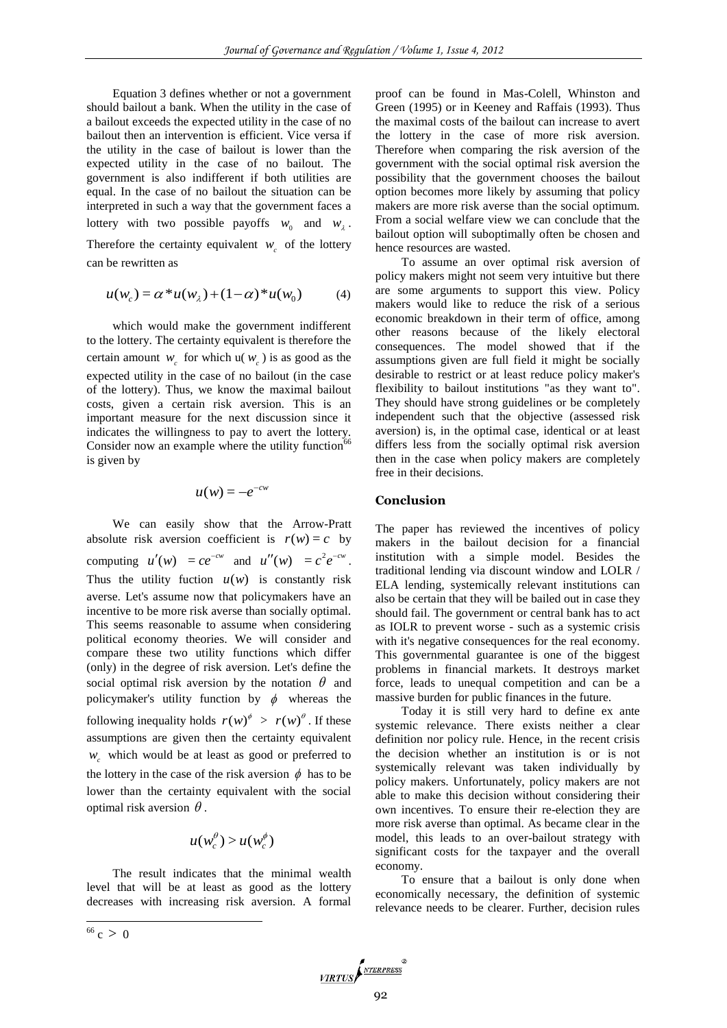Equation 3 defines whether or not a government should bailout a bank. When the utility in the case of a bailout exceeds the expected utility in the case of no bailout then an intervention is efficient. Vice versa if the utility in the case of bailout is lower than the expected utility in the case of no bailout. The government is also indifferent if both utilities are equal. In the case of no bailout the situation can be interpreted in such a way that the government faces a lottery with two possible payoffs $w_0$ and $w_\lambda$. Therefore the certainty equivalent $w_c$ of the lottery can be rewritten as

$$u(w_c) = \alpha * u(w_\lambda) + (1-\alpha) * u(w_0) \qquad (4)$$

which would make the government indifferent to the lottery. The certainty equivalent is therefore the certain amount $w_c$ for which u( $w_c$ ) is as good as the expected utility in the case of no bailout (in the case of the lottery). Thus, we know the maximal bailout costs, given a certain risk aversion. This is an important measure for the next discussion since it indicates the willingness to pay to avert the lottery. Consider now an example where the utility function[66] is given by

$$u(w) = -e^{-cw}$$

We can easily show that the Arrow-Pratt absolute risk aversion coefficient is $r(w) = c$ by computing $u'(w) = ce^{-cw}$ and $u''(w) = c^2 e^{-cw}$. Thus the utility fuction $u(w)$ is constantly risk averse. Let's assume now that policymakers have an incentive to be more risk averse than socially optimal. This seems reasonable to assume when considering political economy theories. We will consider and compare these two utility functions which differ (only) in the degree of risk aversion. Let's define the social optimal risk aversion by the notation $\theta$ and policymaker's utility function by $\phi$ whereas the following inequality holds $r(w)^\phi > r(w)^\theta$. If these assumptions are given then the certainty equivalent $w_c$ which would be at least as good or preferred to the lottery in the case of the risk aversion $\phi$ has to be lower than the certainty equivalent with the social optimal risk aversion $\theta$.

$$u(w_c^\theta) > u(w_c^\phi)$$

The result indicates that the minimal wealth level that will be at least as good as the lottery decreases with increasing risk aversion. A formal proof can be found in Mas-Colell, Whinston and Green (1995) or in Keeney and Raffais (1993). Thus the maximal costs of the bailout can increase to avert the lottery in the case of more risk aversion. Therefore when comparing the risk aversion of the government with the social optimal risk aversion the possibility that the government chooses the bailout option becomes more likely by assuming that policy makers are more risk averse than the social optimum. From a social welfare view we can conclude that the bailout option will suboptimally often be chosen and hence resources are wasted.

To assume an over optimal risk aversion of policy makers might not seem very intuitive but there are some arguments to support this view. Policy makers would like to reduce the risk of a serious economic breakdown in their term of office, among other reasons because of the likely electoral consequences. The model showed that if the assumptions given are full field it might be socially desirable to restrict or at least reduce policy maker's flexibility to bailout institutions "as they want to". They should have strong guidelines or be completely independent such that the objective (assessed risk aversion) is, in the optimal case, identical or at least differs less from the socially optimal risk aversion then in the case when policy makers are completely free in their decisions.

## Conclusion

The paper has reviewed the incentives of policy makers in the bailout decision for a financial institution with a simple model. Besides the traditional lending via discount window and LOLR / ELA lending, systemically relevant institutions can also be certain that they will be bailed out in case they should fail. The government or central bank has to act as IOLR to prevent worse - such as a systemic crisis with it's negative consequences for the real economy. This governmental guarantee is one of the biggest problems in financial markets. It destroys market force, leads to unequal competition and can be a massive burden for public finances in the future.

Today it is still very hard to define ex ante systemic relevance. There exists neither a clear definition nor policy rule. Hence, in the recent crisis the decision whether an institution is or is not systemically relevant was taken individually by policy makers. Unfortunately, policy makers are not able to make this decision without considering their own incentives. To ensure their re-election they are more risk averse than optimal. As became clear in the model, this leads to an over-bailout strategy with significant costs for the taxpayer and the overall economy.

To ensure that a bailout is only done when economically necessary, the definition of systemic relevance needs to be clearer. Further, decision rules

[66] $c > 0$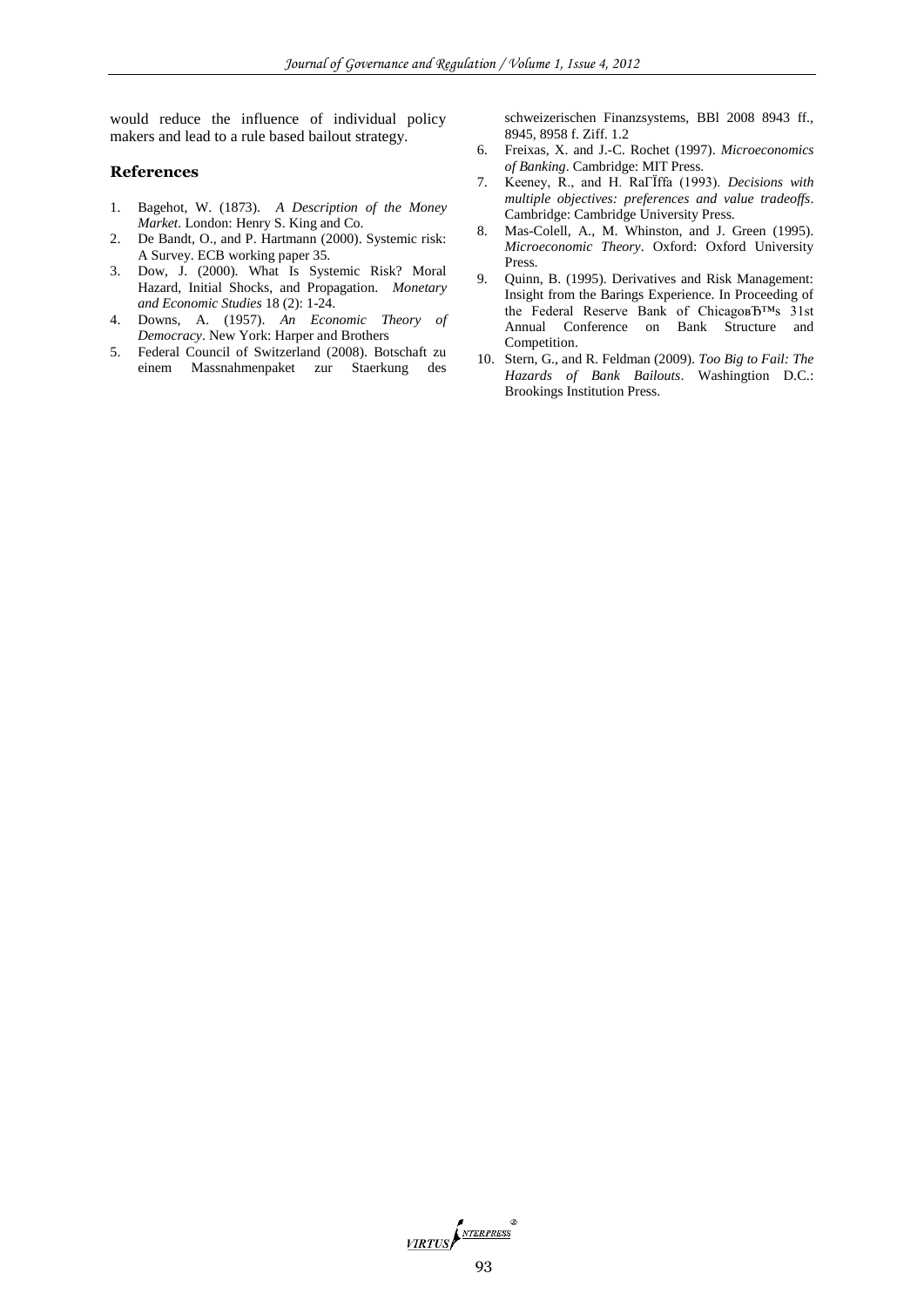would reduce the influence of individual policy makers and lead to a rule based bailout strategy.

## References

1. Bagehot, W. (1873). *A Description of the Money Market*. London: Henry S. King and Co.
2. De Bandt, O., and P. Hartmann (2000). Systemic risk: A Survey. ECB working paper 35.
3. Dow, J. (2000). What Is Systemic Risk? Moral Hazard, Initial Shocks, and Propagation. *Monetary and Economic Studies* 18 (2): 1-24.
4. Downs, A. (1957). *An Economic Theory of Democracy*. New York: Harper and Brothers
5. Federal Council of Switzerland (2008). Botschaft zu einem Massnahmenpaket zur Staerkung des schweizerischen Finanzsystems, BBl 2008 8943 ff., 8945, 8958 f. Ziff. 1.2
6. Freixas, X. and J.-C. Rochet (1997). *Microeconomics of Banking*. Cambridge: MIT Press.
7. Keeney, R., and H. RaГЇffa (1993). *Decisions with multiple objectives: preferences and value tradeoffs*. Cambridge: Cambridge University Press.
8. Mas-Colell, A., M. Whinston, and J. Green (1995). *Microeconomic Theory*. Oxford: Oxford University Press.
9. Quinn, B. (1995). Derivatives and Risk Management: Insight from the Barings Experience. In Proceeding of the Federal Reserve Bank of ChicagoвЂ™s 31st Annual Conference on Bank Structure and Competition.
10. Stern, G., and R. Feldman (2009). *Too Big to Fail: The Hazards of Bank Bailouts*. Washingtion D.C.: Brookings Institution Press.